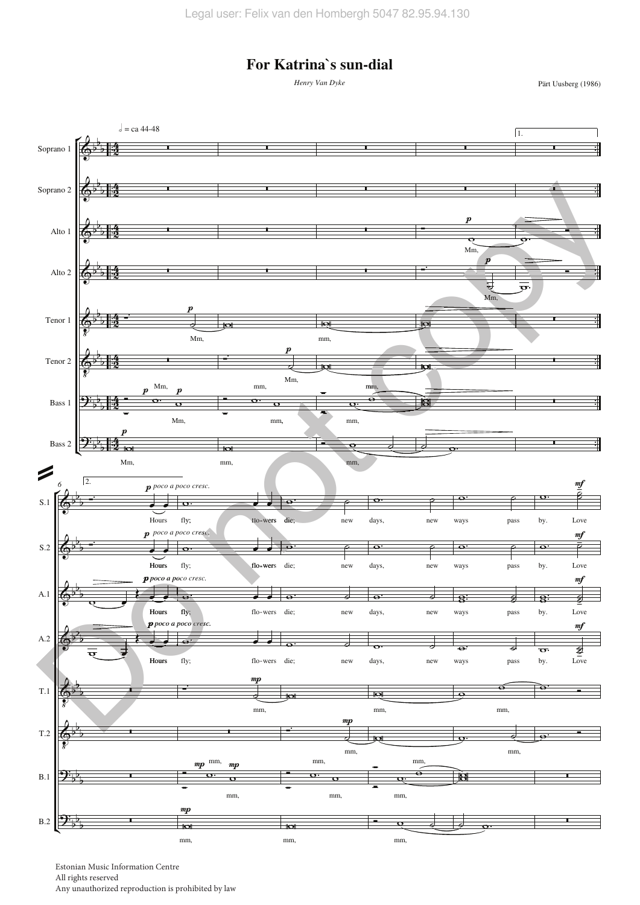# For Katrina`s sun-dial

*Henry Van Dyke*

Pärt Uusberg (1986)

Estonian Music Information Centre
All rights reserved
Any unauthorized reproduction is prohibited by law